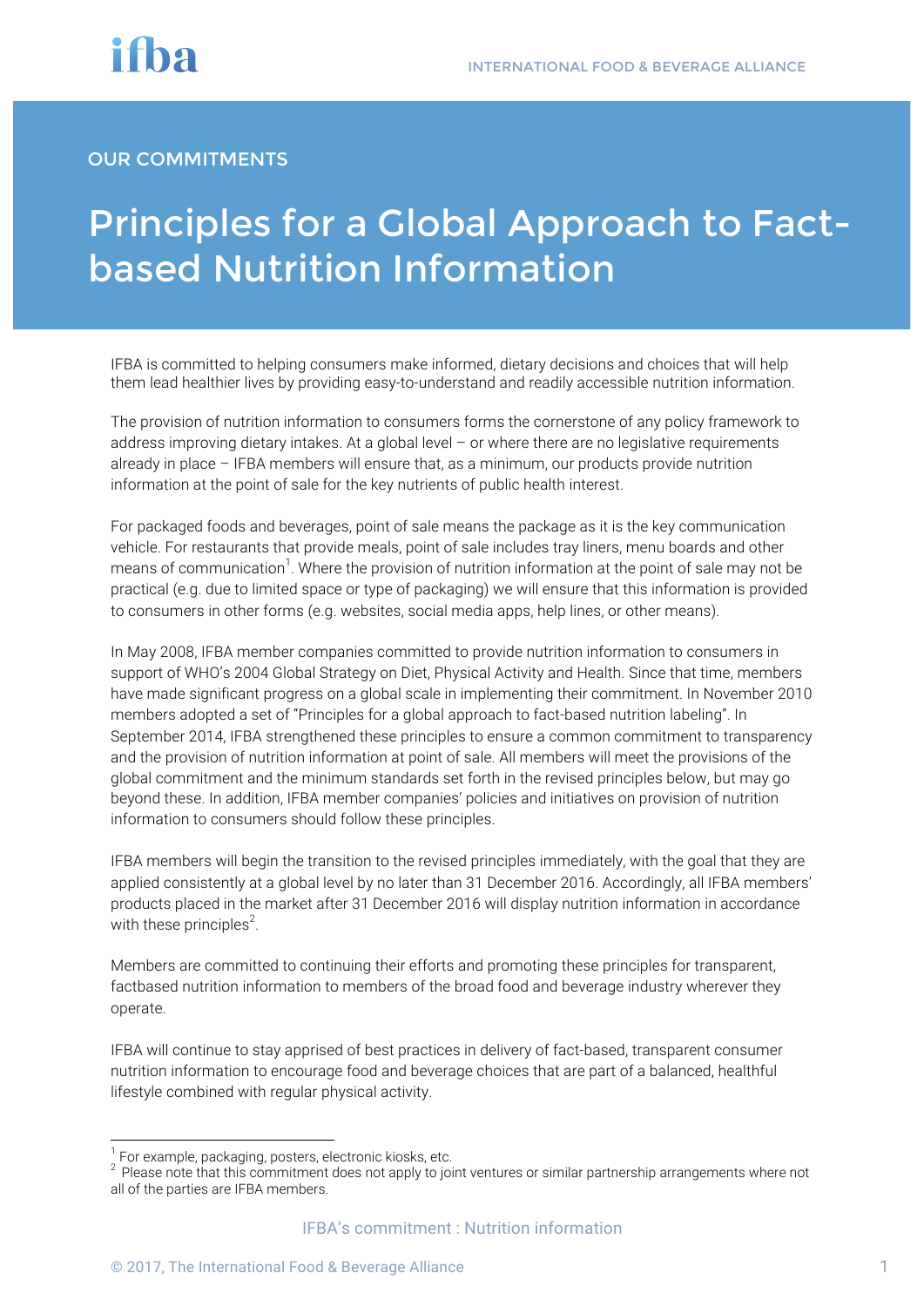OUR COMMITMENTS

# Principles for a Global Approach to Fact-based Nutrition Information

IFBA is committed to helping consumers make informed, dietary decisions and choices that will help them lead healthier lives by providing easy-to-understand and readily accessible nutrition information.

The provision of nutrition information to consumers forms the cornerstone of any policy framework to address improving dietary intakes. At a global level – or where there are no legislative requirements already in place – IFBA members will ensure that, as a minimum, our products provide nutrition information at the point of sale for the key nutrients of public health interest.

For packaged foods and beverages, point of sale means the package as it is the key communication vehicle. For restaurants that provide meals, point of sale includes tray liners, menu boards and other means of communication[1]. Where the provision of nutrition information at the point of sale may not be practical (e.g. due to limited space or type of packaging) we will ensure that this information is provided to consumers in other forms (e.g. websites, social media apps, help lines, or other means).

In May 2008, IFBA member companies committed to provide nutrition information to consumers in support of WHO's 2004 Global Strategy on Diet, Physical Activity and Health. Since that time, members have made significant progress on a global scale in implementing their commitment. In November 2010 members adopted a set of "Principles for a global approach to fact-based nutrition labeling". In September 2014, IFBA strengthened these principles to ensure a common commitment to transparency and the provision of nutrition information at point of sale. All members will meet the provisions of the global commitment and the minimum standards set forth in the revised principles below, but may go beyond these. In addition, IFBA member companies' policies and initiatives on provision of nutrition information to consumers should follow these principles.

IFBA members will begin the transition to the revised principles immediately, with the goal that they are applied consistently at a global level by no later than 31 December 2016. Accordingly, all IFBA members' products placed in the market after 31 December 2016 will display nutrition information in accordance with these principles[2].

Members are committed to continuing their efforts and promoting these principles for transparent, factbased nutrition information to members of the broad food and beverage industry wherever they operate.

IFBA will continue to stay apprised of best practices in delivery of fact-based, transparent consumer nutrition information to encourage food and beverage choices that are part of a balanced, healthful lifestyle combined with regular physical activity.

[1] For example, packaging, posters, electronic kiosks, etc.

[2] Please note that this commitment does not apply to joint ventures or similar partnership arrangements where not all of the parties are IFBA members.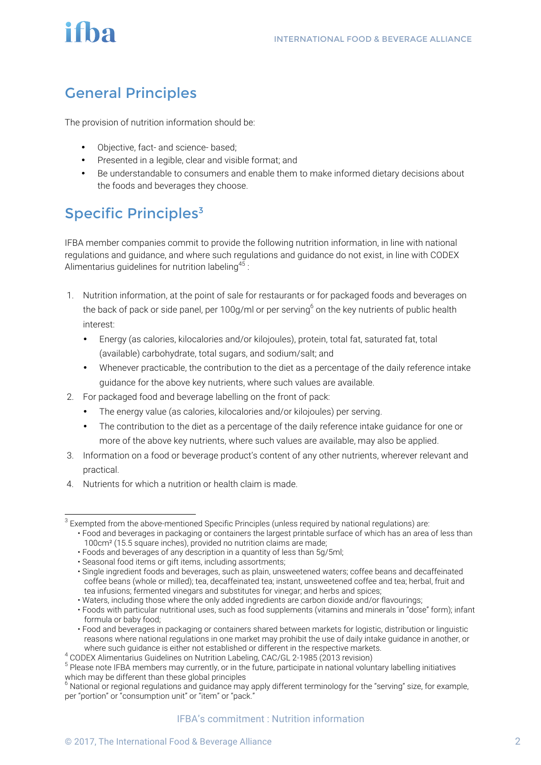## General Principles

The provision of nutrition information should be:

- Objective, fact- and science- based;
- Presented in a legible, clear and visible format; and
- Be understandable to consumers and enable them to make informed dietary decisions about the foods and beverages they choose.

## Specific Principles[3]

IFBA member companies commit to provide the following nutrition information, in line with national regulations and guidance, and where such regulations and guidance do not exist, in line with CODEX Alimentarius guidelines for nutrition labeling[4,5] :

1. Nutrition information, at the point of sale for restaurants or for packaged foods and beverages on the back of pack or side panel, per 100g/ml or per serving[6] on the key nutrients of public health interest:
   - Energy (as calories, kilocalories and/or kilojoules), protein, total fat, saturated fat, total (available) carbohydrate, total sugars, and sodium/salt; and
   - Whenever practicable, the contribution to the diet as a percentage of the daily reference intake guidance for the above key nutrients, where such values are available.
2. For packaged food and beverage labelling on the front of pack:
   - The energy value (as calories, kilocalories and/or kilojoules) per serving.
   - The contribution to the diet as a percentage of the daily reference intake guidance for one or more of the above key nutrients, where such values are available, may also be applied.
3. Information on a food or beverage product's content of any other nutrients, wherever relevant and practical.
4. Nutrients for which a nutrition or health claim is made.

---

[3] Exempted from the above-mentioned Specific Principles (unless required by national regulations) are:
- Food and beverages in packaging or containers the largest printable surface of which has an area of less than 100cm² (15.5 square inches), provided no nutrition claims are made;
- Foods and beverages of any description in a quantity of less than 5g/5ml;
- Seasonal food items or gift items, including assortments;
- Single ingredient foods and beverages, such as plain, unsweetened waters; coffee beans and decaffeinated coffee beans (whole or milled); tea, decaffeinated tea; instant, unsweetened coffee and tea; herbal, fruit and tea infusions; fermented vinegars and substitutes for vinegar; and herbs and spices;
- Waters, including those where the only added ingredients are carbon dioxide and/or flavourings;
- Foods with particular nutritional uses, such as food supplements (vitamins and minerals in "dose" form); infant formula or baby food;
- Food and beverages in packaging or containers shared between markets for logistic, distribution or linguistic reasons where national regulations in one market may prohibit the use of daily intake guidance in another, or where such guidance is either not established or different in the respective markets.

[4] CODEX Alimentarius Guidelines on Nutrition Labeling, CAC/GL 2-1985 (2013 revision)

[5] Please note IFBA members may currently, or in the future, participate in national voluntary labelling initiatives which may be different than these global principles

[6] National or regional regulations and guidance may apply different terminology for the "serving" size, for example, per "portion" or "consumption unit" or "item" or "pack."